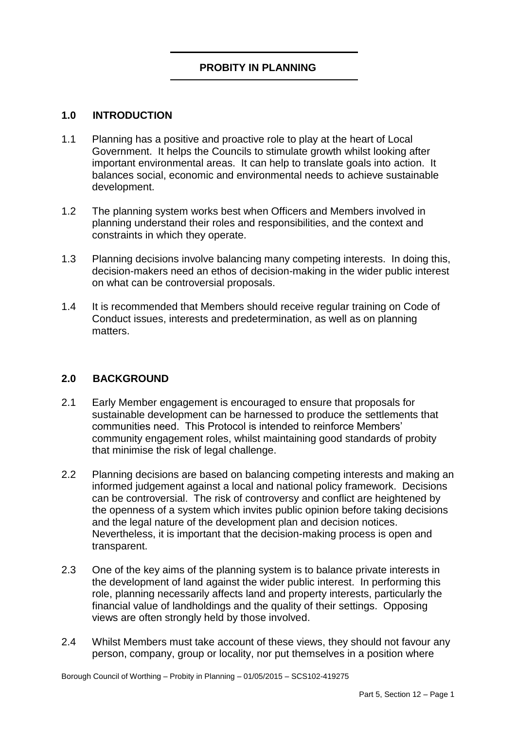# PROBITY IN PLANNING

## 1.0 INTRODUCTION

1.1 Planning has a positive and proactive role to play at the heart of Local Government. It helps the Councils to stimulate growth whilst looking after important environmental areas. It can help to translate goals into action. It balances social, economic and environmental needs to achieve sustainable development.

1.2 The planning system works best when Officers and Members involved in planning understand their roles and responsibilities, and the context and constraints in which they operate.

1.3 Planning decisions involve balancing many competing interests. In doing this, decision-makers need an ethos of decision-making in the wider public interest on what can be controversial proposals.

1.4 It is recommended that Members should receive regular training on Code of Conduct issues, interests and predetermination, as well as on planning matters.

## 2.0 BACKGROUND

2.1 Early Member engagement is encouraged to ensure that proposals for sustainable development can be harnessed to produce the settlements that communities need. This Protocol is intended to reinforce Members' community engagement roles, whilst maintaining good standards of probity that minimise the risk of legal challenge.

2.2 Planning decisions are based on balancing competing interests and making an informed judgement against a local and national policy framework. Decisions can be controversial. The risk of controversy and conflict are heightened by the openness of a system which invites public opinion before taking decisions and the legal nature of the development plan and decision notices. Nevertheless, it is important that the decision-making process is open and transparent.

2.3 One of the key aims of the planning system is to balance private interests in the development of land against the wider public interest. In performing this role, planning necessarily affects land and property interests, particularly the financial value of landholdings and the quality of their settings. Opposing views are often strongly held by those involved.

2.4 Whilst Members must take account of these views, they should not favour any person, company, group or locality, nor put themselves in a position where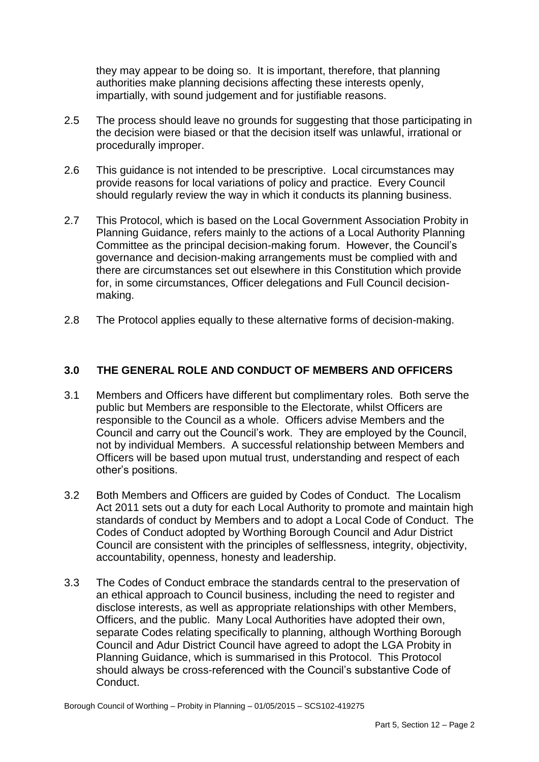they may appear to be doing so. It is important, therefore, that planning authorities make planning decisions affecting these interests openly, impartially, with sound judgement and for justifiable reasons.

2.5 The process should leave no grounds for suggesting that those participating in the decision were biased or that the decision itself was unlawful, irrational or procedurally improper.

2.6 This guidance is not intended to be prescriptive. Local circumstances may provide reasons for local variations of policy and practice. Every Council should regularly review the way in which it conducts its planning business.

2.7 This Protocol, which is based on the Local Government Association Probity in Planning Guidance, refers mainly to the actions of a Local Authority Planning Committee as the principal decision-making forum. However, the Council's governance and decision-making arrangements must be complied with and there are circumstances set out elsewhere in this Constitution which provide for, in some circumstances, Officer delegations and Full Council decision-making.

2.8 The Protocol applies equally to these alternative forms of decision-making.

## 3.0 THE GENERAL ROLE AND CONDUCT OF MEMBERS AND OFFICERS

3.1 Members and Officers have different but complimentary roles. Both serve the public but Members are responsible to the Electorate, whilst Officers are responsible to the Council as a whole. Officers advise Members and the Council and carry out the Council's work. They are employed by the Council, not by individual Members. A successful relationship between Members and Officers will be based upon mutual trust, understanding and respect of each other's positions.

3.2 Both Members and Officers are guided by Codes of Conduct. The Localism Act 2011 sets out a duty for each Local Authority to promote and maintain high standards of conduct by Members and to adopt a Local Code of Conduct. The Codes of Conduct adopted by Worthing Borough Council and Adur District Council are consistent with the principles of selflessness, integrity, objectivity, accountability, openness, honesty and leadership.

3.3 The Codes of Conduct embrace the standards central to the preservation of an ethical approach to Council business, including the need to register and disclose interests, as well as appropriate relationships with other Members, Officers, and the public. Many Local Authorities have adopted their own, separate Codes relating specifically to planning, although Worthing Borough Council and Adur District Council have agreed to adopt the LGA Probity in Planning Guidance, which is summarised in this Protocol. This Protocol should always be cross-referenced with the Council's substantive Code of Conduct.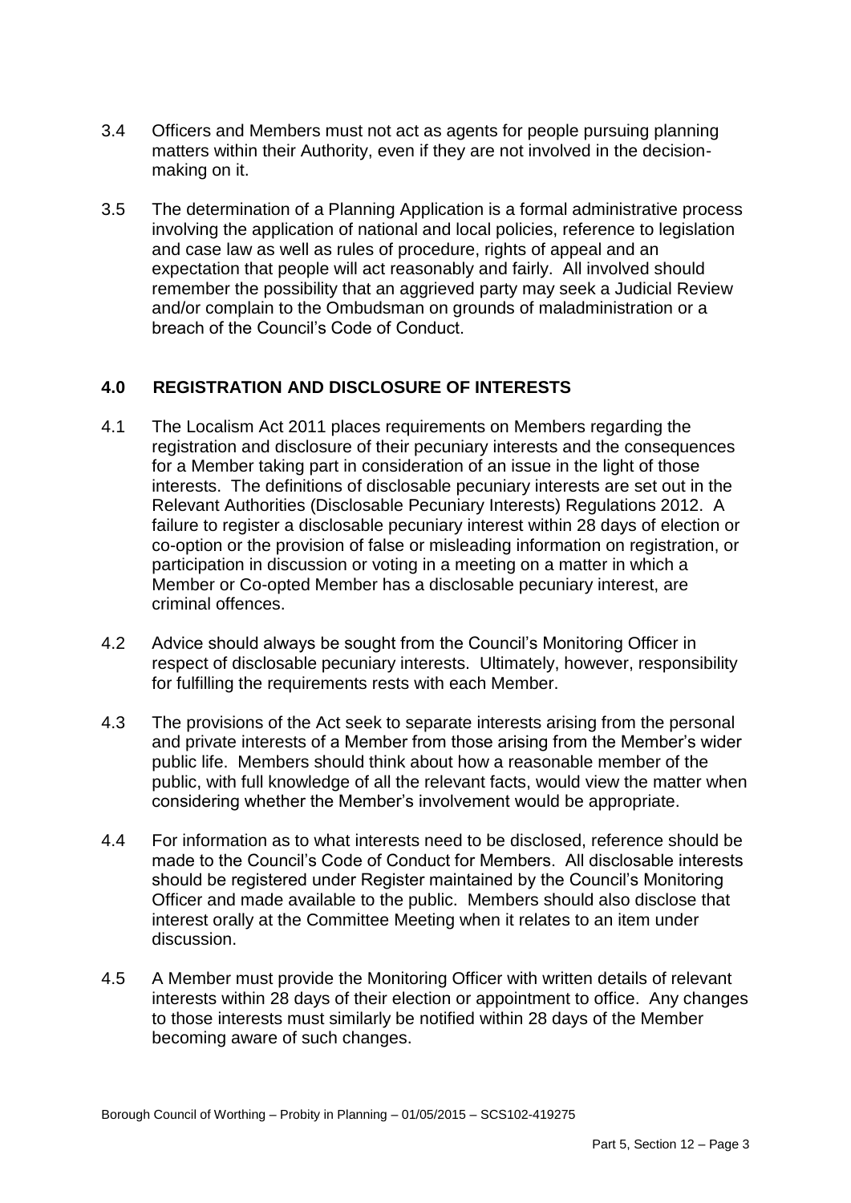3.4 Officers and Members must not act as agents for people pursuing planning matters within their Authority, even if they are not involved in the decision-making on it.

3.5 The determination of a Planning Application is a formal administrative process involving the application of national and local policies, reference to legislation and case law as well as rules of procedure, rights of appeal and an expectation that people will act reasonably and fairly. All involved should remember the possibility that an aggrieved party may seek a Judicial Review and/or complain to the Ombudsman on grounds of maladministration or a breach of the Council's Code of Conduct.

## 4.0 REGISTRATION AND DISCLOSURE OF INTERESTS

4.1 The Localism Act 2011 places requirements on Members regarding the registration and disclosure of their pecuniary interests and the consequences for a Member taking part in consideration of an issue in the light of those interests. The definitions of disclosable pecuniary interests are set out in the Relevant Authorities (Disclosable Pecuniary Interests) Regulations 2012. A failure to register a disclosable pecuniary interest within 28 days of election or co-option or the provision of false or misleading information on registration, or participation in discussion or voting in a meeting on a matter in which a Member or Co-opted Member has a disclosable pecuniary interest, are criminal offences.

4.2 Advice should always be sought from the Council's Monitoring Officer in respect of disclosable pecuniary interests. Ultimately, however, responsibility for fulfilling the requirements rests with each Member.

4.3 The provisions of the Act seek to separate interests arising from the personal and private interests of a Member from those arising from the Member's wider public life. Members should think about how a reasonable member of the public, with full knowledge of all the relevant facts, would view the matter when considering whether the Member's involvement would be appropriate.

4.4 For information as to what interests need to be disclosed, reference should be made to the Council's Code of Conduct for Members. All disclosable interests should be registered under Register maintained by the Council's Monitoring Officer and made available to the public. Members should also disclose that interest orally at the Committee Meeting when it relates to an item under discussion.

4.5 A Member must provide the Monitoring Officer with written details of relevant interests within 28 days of their election or appointment to office. Any changes to those interests must similarly be notified within 28 days of the Member becoming aware of such changes.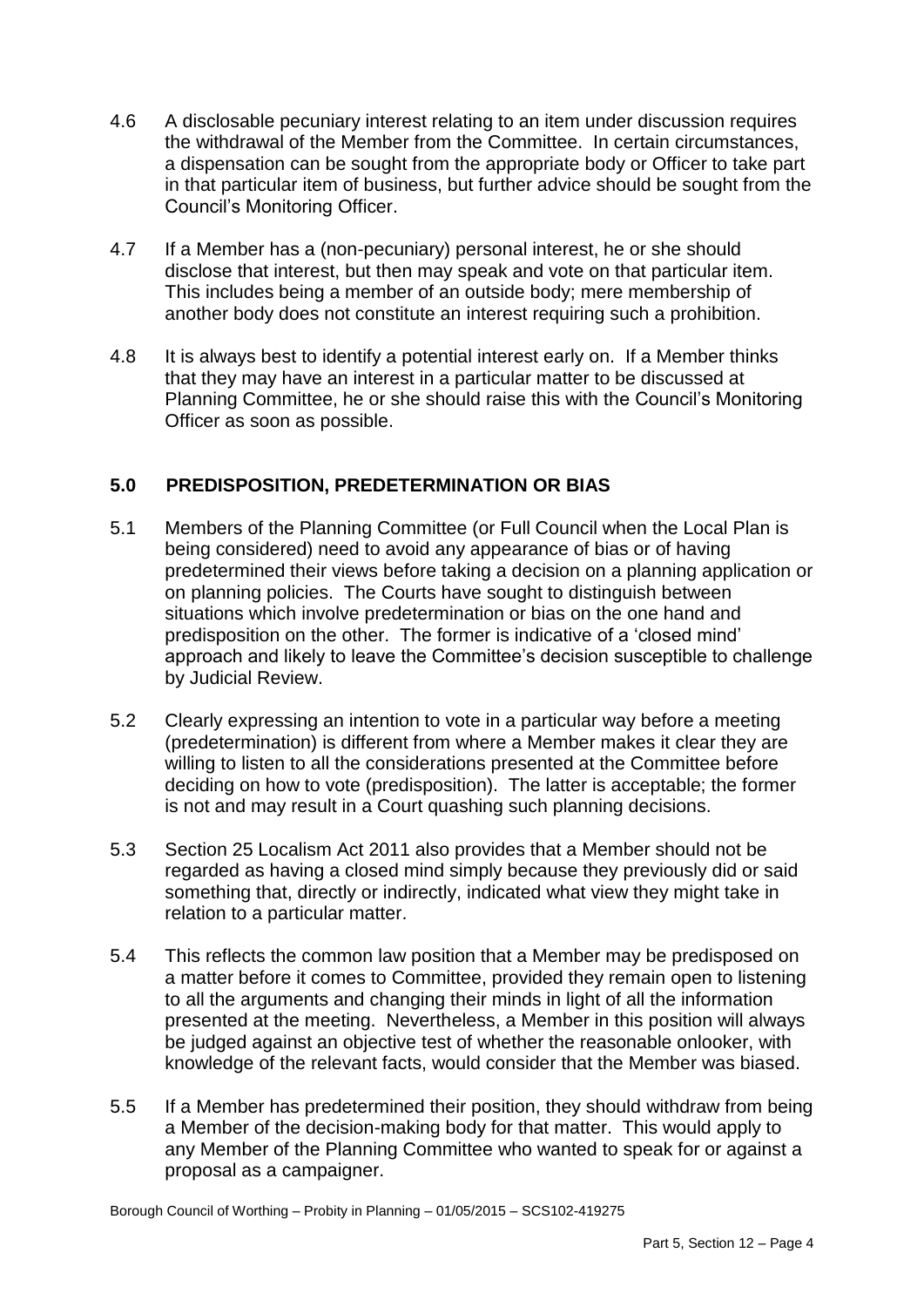4.6 A disclosable pecuniary interest relating to an item under discussion requires the withdrawal of the Member from the Committee. In certain circumstances, a dispensation can be sought from the appropriate body or Officer to take part in that particular item of business, but further advice should be sought from the Council's Monitoring Officer.

4.7 If a Member has a (non-pecuniary) personal interest, he or she should disclose that interest, but then may speak and vote on that particular item. This includes being a member of an outside body; mere membership of another body does not constitute an interest requiring such a prohibition.

4.8 It is always best to identify a potential interest early on. If a Member thinks that they may have an interest in a particular matter to be discussed at Planning Committee, he or she should raise this with the Council's Monitoring Officer as soon as possible.

## 5.0 PREDISPOSITION, PREDETERMINATION OR BIAS

5.1 Members of the Planning Committee (or Full Council when the Local Plan is being considered) need to avoid any appearance of bias or of having predetermined their views before taking a decision on a planning application or on planning policies. The Courts have sought to distinguish between situations which involve predetermination or bias on the one hand and predisposition on the other. The former is indicative of a 'closed mind' approach and likely to leave the Committee's decision susceptible to challenge by Judicial Review.

5.2 Clearly expressing an intention to vote in a particular way before a meeting (predetermination) is different from where a Member makes it clear they are willing to listen to all the considerations presented at the Committee before deciding on how to vote (predisposition). The latter is acceptable; the former is not and may result in a Court quashing such planning decisions.

5.3 Section 25 Localism Act 2011 also provides that a Member should not be regarded as having a closed mind simply because they previously did or said something that, directly or indirectly, indicated what view they might take in relation to a particular matter.

5.4 This reflects the common law position that a Member may be predisposed on a matter before it comes to Committee, provided they remain open to listening to all the arguments and changing their minds in light of all the information presented at the meeting. Nevertheless, a Member in this position will always be judged against an objective test of whether the reasonable onlooker, with knowledge of the relevant facts, would consider that the Member was biased.

5.5 If a Member has predetermined their position, they should withdraw from being a Member of the decision-making body for that matter. This would apply to any Member of the Planning Committee who wanted to speak for or against a proposal as a campaigner.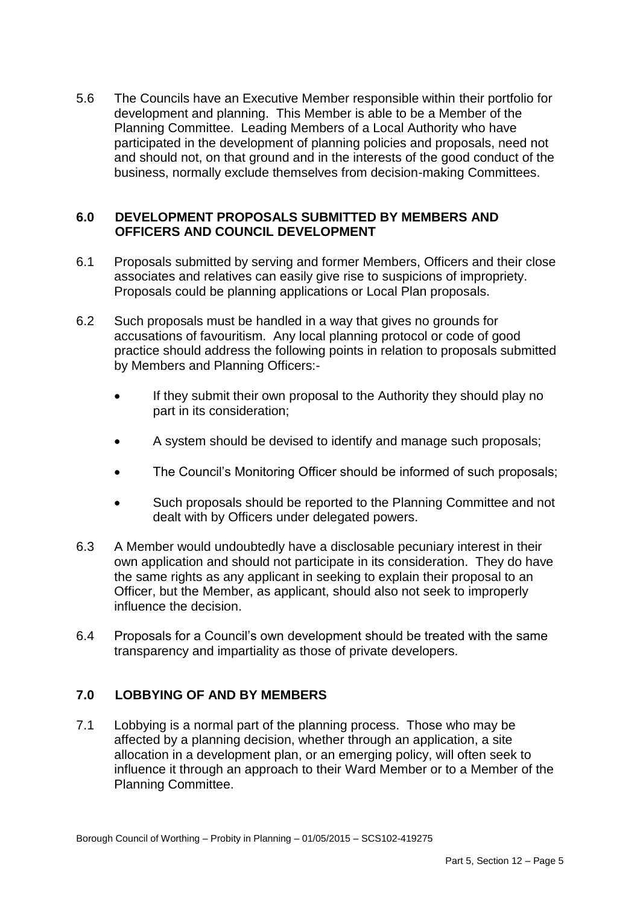5.6 The Councils have an Executive Member responsible within their portfolio for development and planning. This Member is able to be a Member of the Planning Committee. Leading Members of a Local Authority who have participated in the development of planning policies and proposals, need not and should not, on that ground and in the interests of the good conduct of the business, normally exclude themselves from decision-making Committees.

## 6.0 DEVELOPMENT PROPOSALS SUBMITTED BY MEMBERS AND OFFICERS AND COUNCIL DEVELOPMENT

6.1 Proposals submitted by serving and former Members, Officers and their close associates and relatives can easily give rise to suspicions of impropriety. Proposals could be planning applications or Local Plan proposals.

6.2 Such proposals must be handled in a way that gives no grounds for accusations of favouritism. Any local planning protocol or code of good practice should address the following points in relation to proposals submitted by Members and Planning Officers:-

- If they submit their own proposal to the Authority they should play no part in its consideration;
- A system should be devised to identify and manage such proposals;
- The Council's Monitoring Officer should be informed of such proposals;
- Such proposals should be reported to the Planning Committee and not dealt with by Officers under delegated powers.

6.3 A Member would undoubtedly have a disclosable pecuniary interest in their own application and should not participate in its consideration. They do have the same rights as any applicant in seeking to explain their proposal to an Officer, but the Member, as applicant, should also not seek to improperly influence the decision.

6.4 Proposals for a Council's own development should be treated with the same transparency and impartiality as those of private developers.

## 7.0 LOBBYING OF AND BY MEMBERS

7.1 Lobbying is a normal part of the planning process. Those who may be affected by a planning decision, whether through an application, a site allocation in a development plan, or an emerging policy, will often seek to influence it through an approach to their Ward Member or to a Member of the Planning Committee.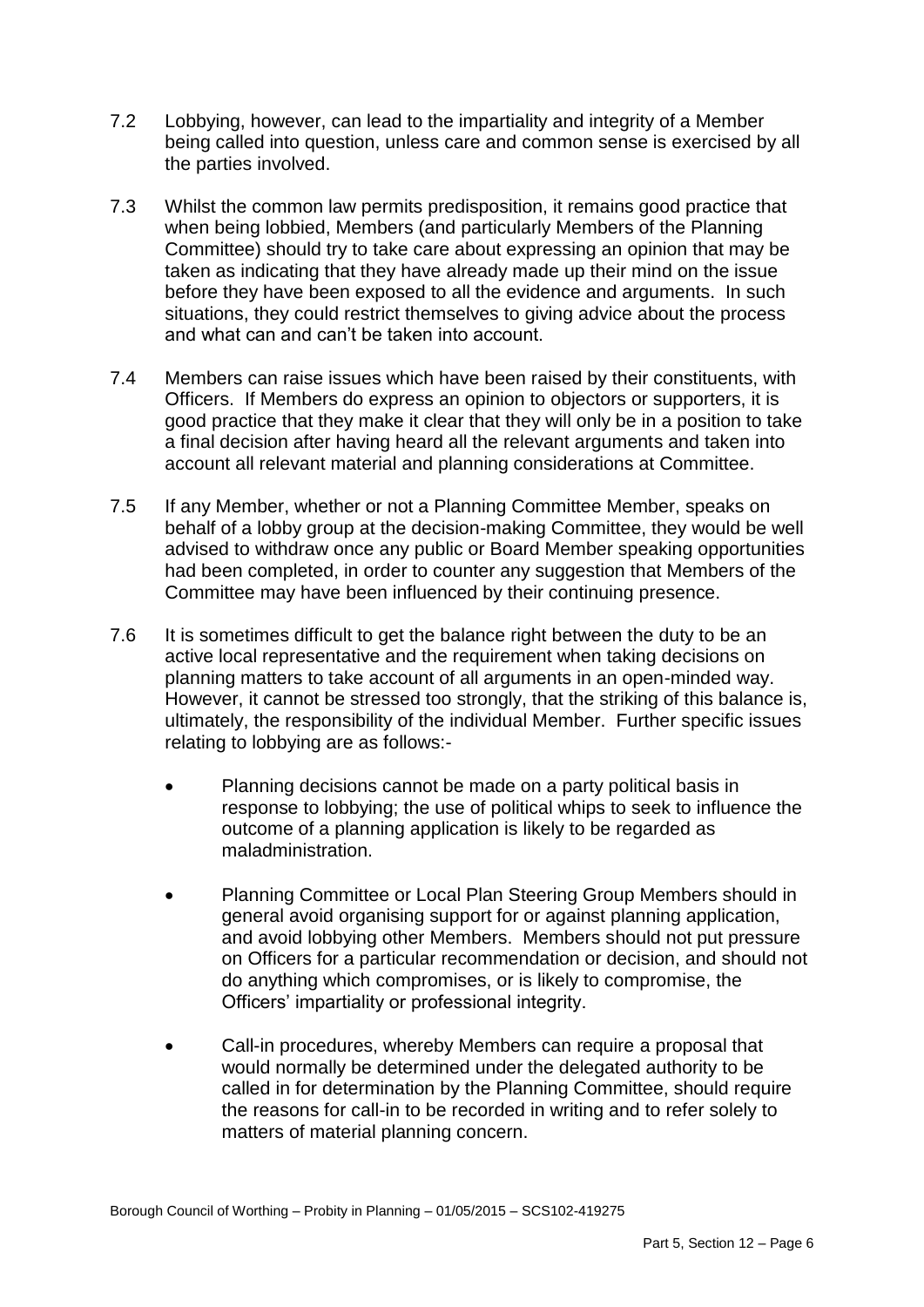7.2 Lobbying, however, can lead to the impartiality and integrity of a Member being called into question, unless care and common sense is exercised by all the parties involved.

7.3 Whilst the common law permits predisposition, it remains good practice that when being lobbied, Members (and particularly Members of the Planning Committee) should try to take care about expressing an opinion that may be taken as indicating that they have already made up their mind on the issue before they have been exposed to all the evidence and arguments. In such situations, they could restrict themselves to giving advice about the process and what can and can't be taken into account.

7.4 Members can raise issues which have been raised by their constituents, with Officers. If Members do express an opinion to objectors or supporters, it is good practice that they make it clear that they will only be in a position to take a final decision after having heard all the relevant arguments and taken into account all relevant material and planning considerations at Committee.

7.5 If any Member, whether or not a Planning Committee Member, speaks on behalf of a lobby group at the decision-making Committee, they would be well advised to withdraw once any public or Board Member speaking opportunities had been completed, in order to counter any suggestion that Members of the Committee may have been influenced by their continuing presence.

7.6 It is sometimes difficult to get the balance right between the duty to be an active local representative and the requirement when taking decisions on planning matters to take account of all arguments in an open-minded way. However, it cannot be stressed too strongly, that the striking of this balance is, ultimately, the responsibility of the individual Member. Further specific issues relating to lobbying are as follows:-

- Planning decisions cannot be made on a party political basis in response to lobbying; the use of political whips to seek to influence the outcome of a planning application is likely to be regarded as maladministration.

- Planning Committee or Local Plan Steering Group Members should in general avoid organising support for or against planning application, and avoid lobbying other Members. Members should not put pressure on Officers for a particular recommendation or decision, and should not do anything which compromises, or is likely to compromise, the Officers' impartiality or professional integrity.

- Call-in procedures, whereby Members can require a proposal that would normally be determined under the delegated authority to be called in for determination by the Planning Committee, should require the reasons for call-in to be recorded in writing and to refer solely to matters of material planning concern.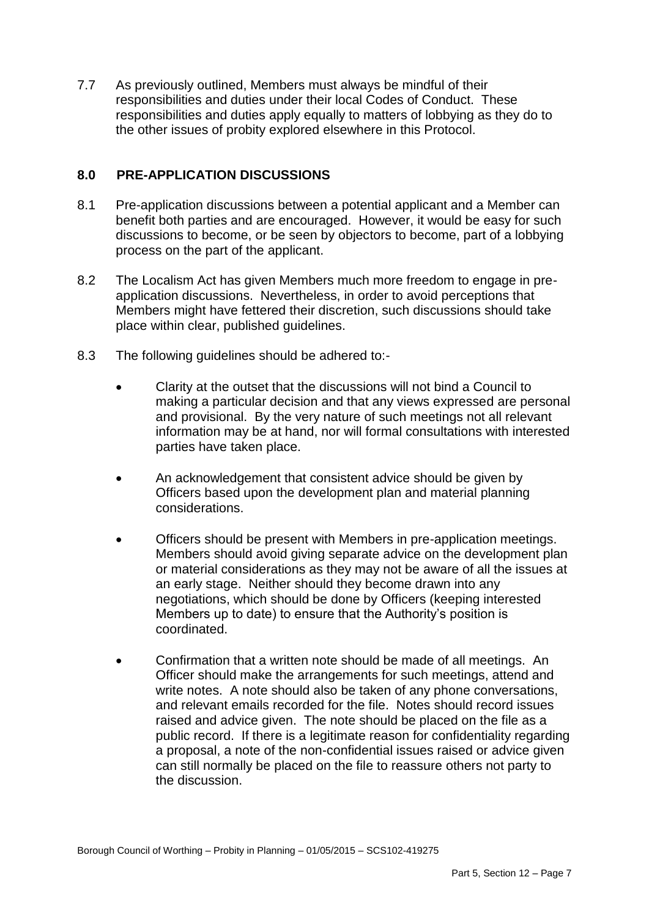7.7 As previously outlined, Members must always be mindful of their responsibilities and duties under their local Codes of Conduct. These responsibilities and duties apply equally to matters of lobbying as they do to the other issues of probity explored elsewhere in this Protocol.

## 8.0 PRE-APPLICATION DISCUSSIONS

8.1 Pre-application discussions between a potential applicant and a Member can benefit both parties and are encouraged. However, it would be easy for such discussions to become, or be seen by objectors to become, part of a lobbying process on the part of the applicant.

8.2 The Localism Act has given Members much more freedom to engage in pre-application discussions. Nevertheless, in order to avoid perceptions that Members might have fettered their discretion, such discussions should take place within clear, published guidelines.

8.3 The following guidelines should be adhered to:-

- Clarity at the outset that the discussions will not bind a Council to making a particular decision and that any views expressed are personal and provisional. By the very nature of such meetings not all relevant information may be at hand, nor will formal consultations with interested parties have taken place.

- An acknowledgement that consistent advice should be given by Officers based upon the development plan and material planning considerations.

- Officers should be present with Members in pre-application meetings. Members should avoid giving separate advice on the development plan or material considerations as they may not be aware of all the issues at an early stage. Neither should they become drawn into any negotiations, which should be done by Officers (keeping interested Members up to date) to ensure that the Authority's position is coordinated.

- Confirmation that a written note should be made of all meetings. An Officer should make the arrangements for such meetings, attend and write notes. A note should also be taken of any phone conversations, and relevant emails recorded for the file. Notes should record issues raised and advice given. The note should be placed on the file as a public record. If there is a legitimate reason for confidentiality regarding a proposal, a note of the non-confidential issues raised or advice given can still normally be placed on the file to reassure others not party to the discussion.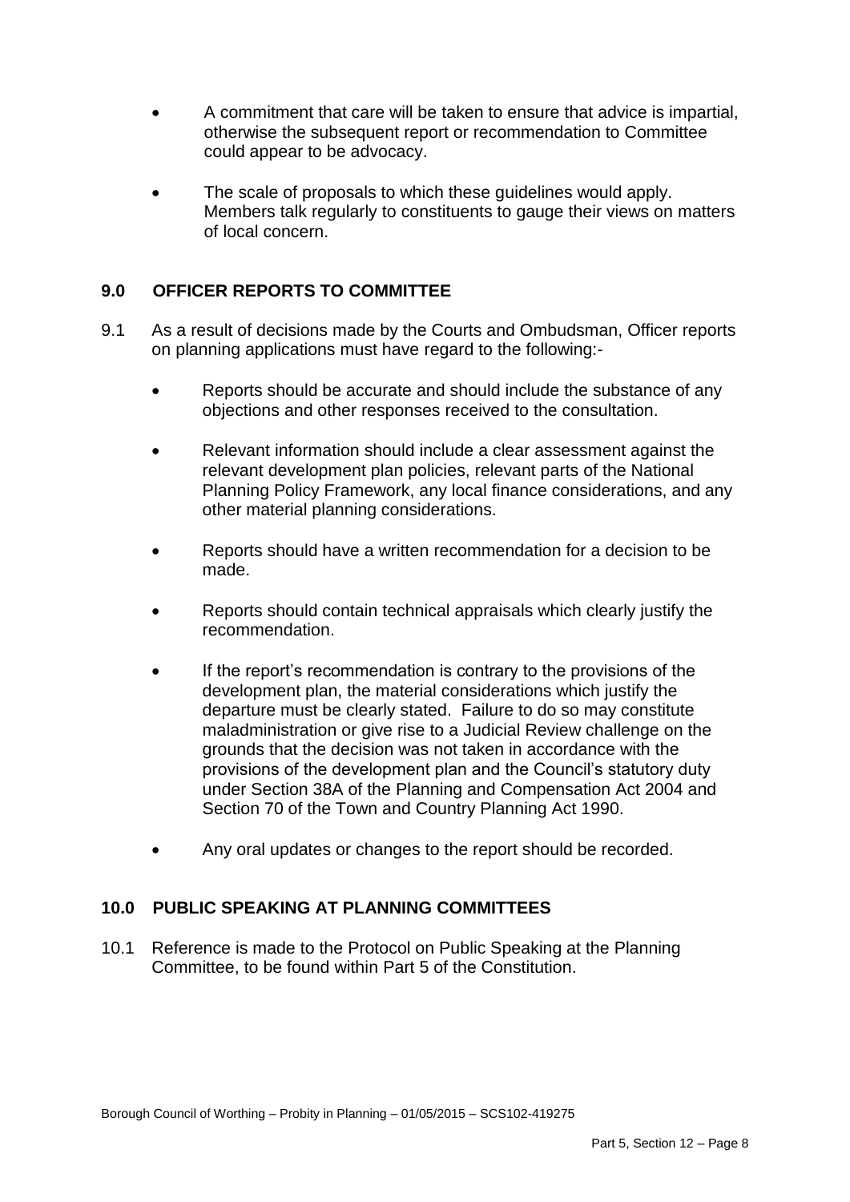- A commitment that care will be taken to ensure that advice is impartial, otherwise the subsequent report or recommendation to Committee could appear to be advocacy.

- The scale of proposals to which these guidelines would apply. Members talk regularly to constituents to gauge their views on matters of local concern.

## 9.0 OFFICER REPORTS TO COMMITTEE

9.1 As a result of decisions made by the Courts and Ombudsman, Officer reports on planning applications must have regard to the following:-

- Reports should be accurate and should include the substance of any objections and other responses received to the consultation.

- Relevant information should include a clear assessment against the relevant development plan policies, relevant parts of the National Planning Policy Framework, any local finance considerations, and any other material planning considerations.

- Reports should have a written recommendation for a decision to be made.

- Reports should contain technical appraisals which clearly justify the recommendation.

- If the report's recommendation is contrary to the provisions of the development plan, the material considerations which justify the departure must be clearly stated. Failure to do so may constitute maladministration or give rise to a Judicial Review challenge on the grounds that the decision was not taken in accordance with the provisions of the development plan and the Council's statutory duty under Section 38A of the Planning and Compensation Act 2004 and Section 70 of the Town and Country Planning Act 1990.

- Any oral updates or changes to the report should be recorded.

## 10.0 PUBLIC SPEAKING AT PLANNING COMMITTEES

10.1 Reference is made to the Protocol on Public Speaking at the Planning Committee, to be found within Part 5 of the Constitution.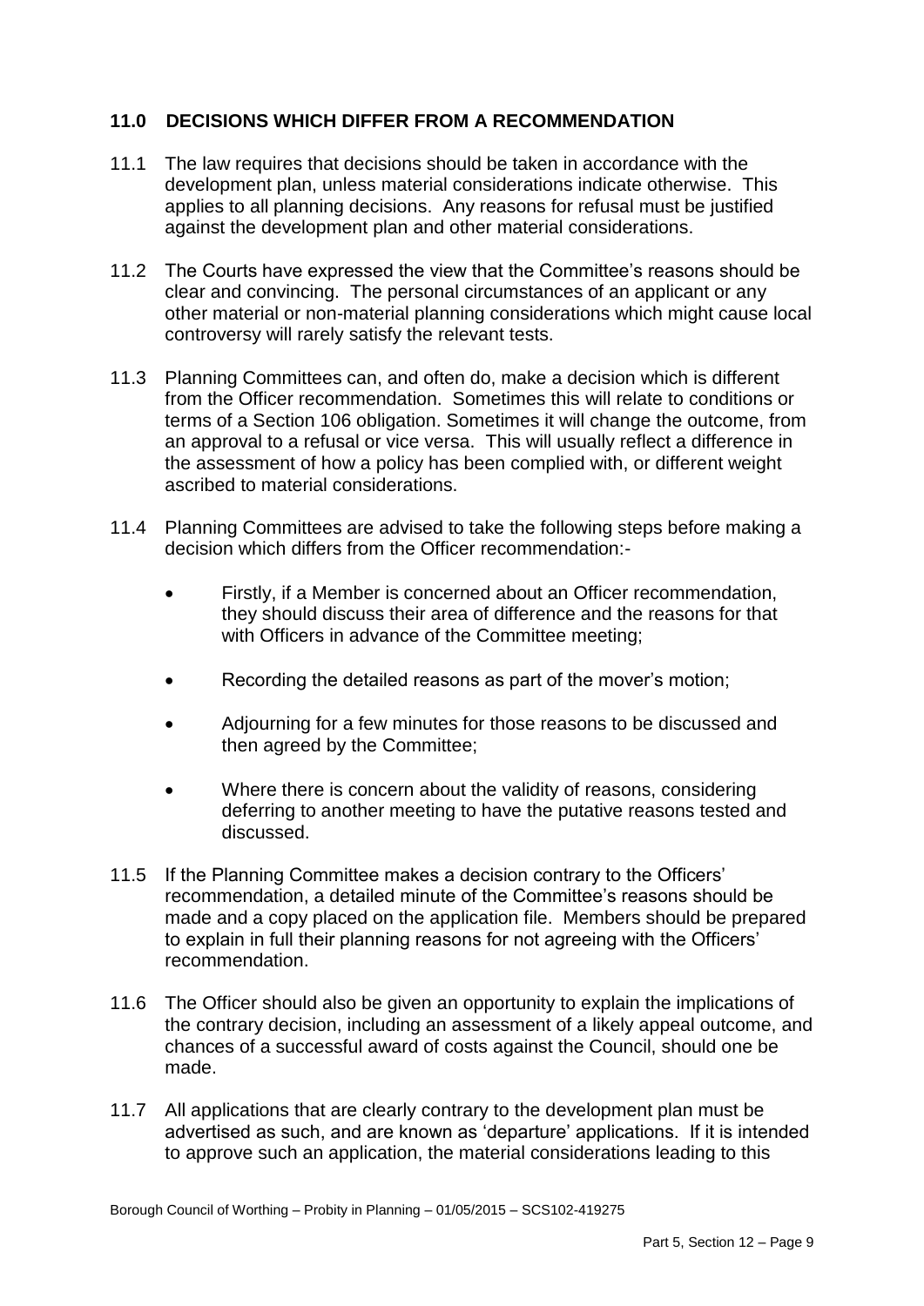## 11.0 DECISIONS WHICH DIFFER FROM A RECOMMENDATION

11.1 The law requires that decisions should be taken in accordance with the development plan, unless material considerations indicate otherwise. This applies to all planning decisions. Any reasons for refusal must be justified against the development plan and other material considerations.

11.2 The Courts have expressed the view that the Committee's reasons should be clear and convincing. The personal circumstances of an applicant or any other material or non-material planning considerations which might cause local controversy will rarely satisfy the relevant tests.

11.3 Planning Committees can, and often do, make a decision which is different from the Officer recommendation. Sometimes this will relate to conditions or terms of a Section 106 obligation. Sometimes it will change the outcome, from an approval to a refusal or vice versa. This will usually reflect a difference in the assessment of how a policy has been complied with, or different weight ascribed to material considerations.

11.4 Planning Committees are advised to take the following steps before making a decision which differs from the Officer recommendation:-

- Firstly, if a Member is concerned about an Officer recommendation, they should discuss their area of difference and the reasons for that with Officers in advance of the Committee meeting;
- Recording the detailed reasons as part of the mover's motion;
- Adjourning for a few minutes for those reasons to be discussed and then agreed by the Committee;
- Where there is concern about the validity of reasons, considering deferring to another meeting to have the putative reasons tested and discussed.

11.5 If the Planning Committee makes a decision contrary to the Officers' recommendation, a detailed minute of the Committee's reasons should be made and a copy placed on the application file. Members should be prepared to explain in full their planning reasons for not agreeing with the Officers' recommendation.

11.6 The Officer should also be given an opportunity to explain the implications of the contrary decision, including an assessment of a likely appeal outcome, and chances of a successful award of costs against the Council, should one be made.

11.7 All applications that are clearly contrary to the development plan must be advertised as such, and are known as 'departure' applications. If it is intended to approve such an application, the material considerations leading to this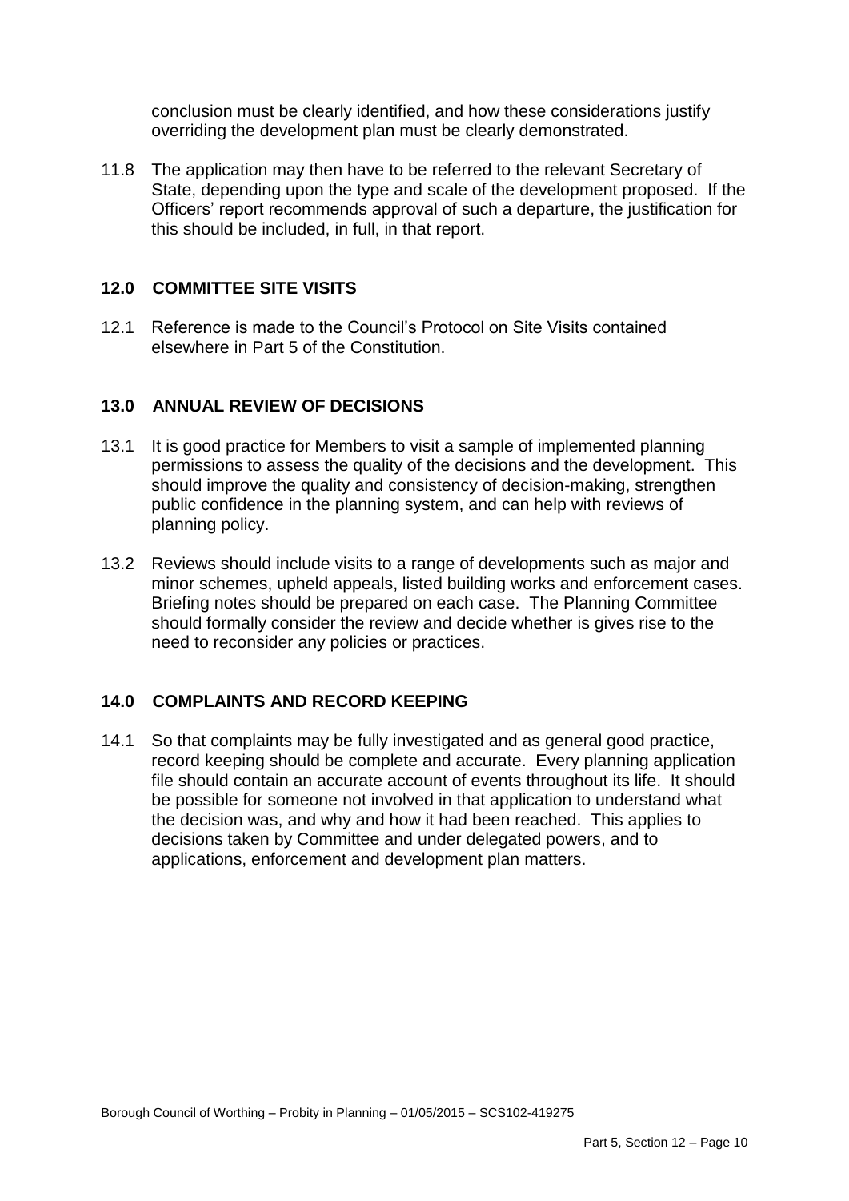conclusion must be clearly identified, and how these considerations justify overriding the development plan must be clearly demonstrated.

11.8 The application may then have to be referred to the relevant Secretary of State, depending upon the type and scale of the development proposed. If the Officers' report recommends approval of such a departure, the justification for this should be included, in full, in that report.

## 12.0 COMMITTEE SITE VISITS

12.1 Reference is made to the Council's Protocol on Site Visits contained elsewhere in Part 5 of the Constitution.

## 13.0 ANNUAL REVIEW OF DECISIONS

13.1 It is good practice for Members to visit a sample of implemented planning permissions to assess the quality of the decisions and the development. This should improve the quality and consistency of decision-making, strengthen public confidence in the planning system, and can help with reviews of planning policy.

13.2 Reviews should include visits to a range of developments such as major and minor schemes, upheld appeals, listed building works and enforcement cases. Briefing notes should be prepared on each case. The Planning Committee should formally consider the review and decide whether is gives rise to the need to reconsider any policies or practices.

## 14.0 COMPLAINTS AND RECORD KEEPING

14.1 So that complaints may be fully investigated and as general good practice, record keeping should be complete and accurate. Every planning application file should contain an accurate account of events throughout its life. It should be possible for someone not involved in that application to understand what the decision was, and why and how it had been reached. This applies to decisions taken by Committee and under delegated powers, and to applications, enforcement and development plan matters.